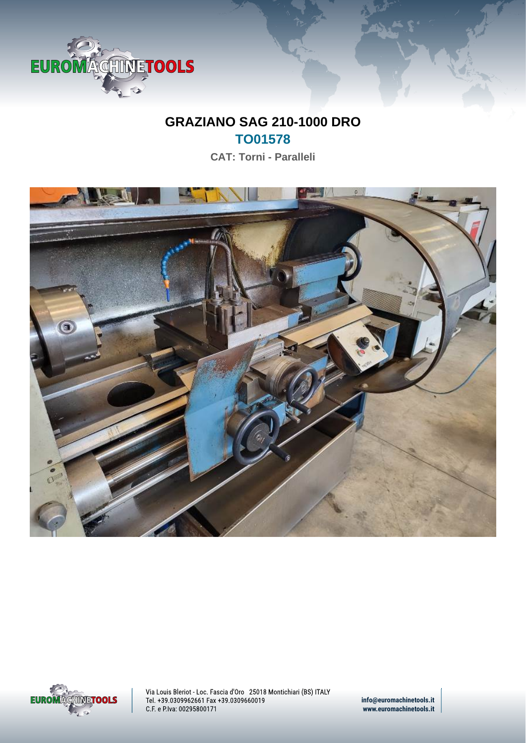# GRAZIANO SAG 210-1000 DRO

## TO01578

**CAT: Torni - Paralleli**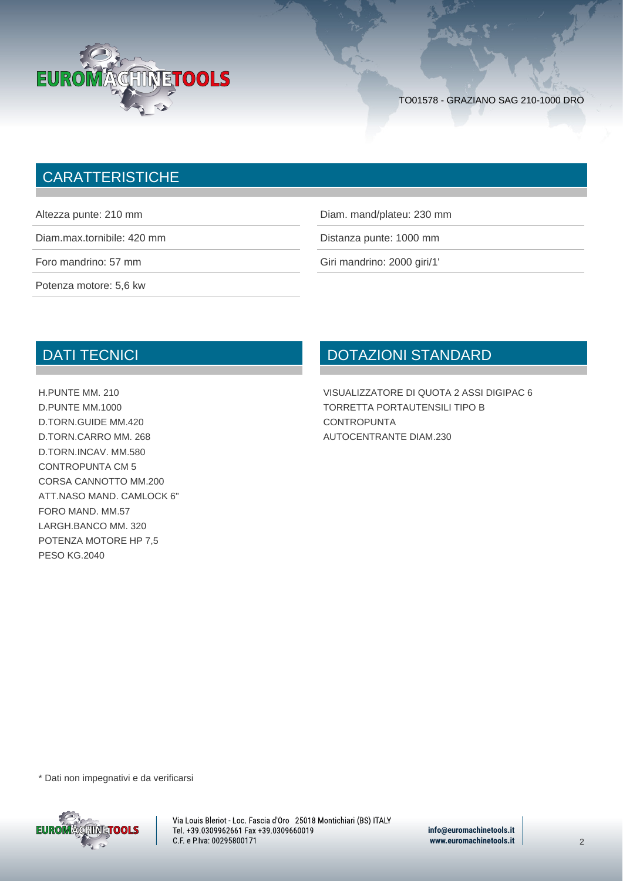TO01578 - GRAZIANO SAG 210-1000 DRO

## CARATTERISTICHE

| | |
|---|---|
| Altezza punte: 210 mm | Diam. mand/plateu: 230 mm |
| Diam.max.tornibile: 420 mm | Distanza punte: 1000 mm |
| Foro mandrino: 57 mm | Giri mandrino: 2000 giri/1' |
| Potenza motore: 5,6 kw | |

## DATI TECNICI

H.PUNTE MM. 210
D.PUNTE MM.1000
D.TORN.GUIDE MM.420
D.TORN.CARRO MM. 268
D.TORN.INCAV. MM.580
CONTROPUNTA CM 5
CORSA CANNOTTO MM.200
ATT.NASO MAND. CAMLOCK 6"
FORO MAND. MM.57
LARGH.BANCO MM. 320
POTENZA MOTORE HP 7,5
PESO KG.2040

## DOTAZIONI STANDARD

VISUALIZZATORE DI QUOTA 2 ASSI DIGIPAC 6
TORRETTA PORTAUTENSILI TIPO B
CONTROPUNTA
AUTOCENTRANTE DIAM.230

* Dati non impegnativi e da verificarsi

Via Louis Bleriot - Loc. Fascia d'Oro 25018 Montichiari (BS) ITALY
Tel. +39.0309962661 Fax +39.0309660019
C.F. e P.Iva: 00295800171

info@euromachinetools.it
www.euromachinetools.it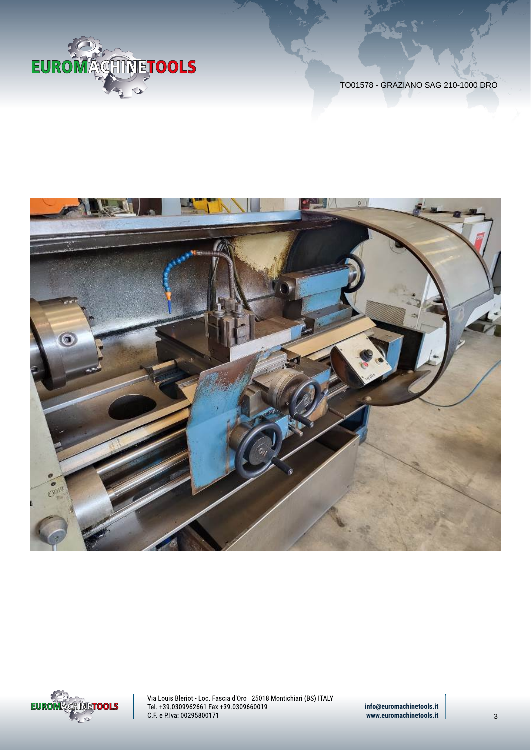TO01578 - GRAZIANO SAG 210-1000 DRO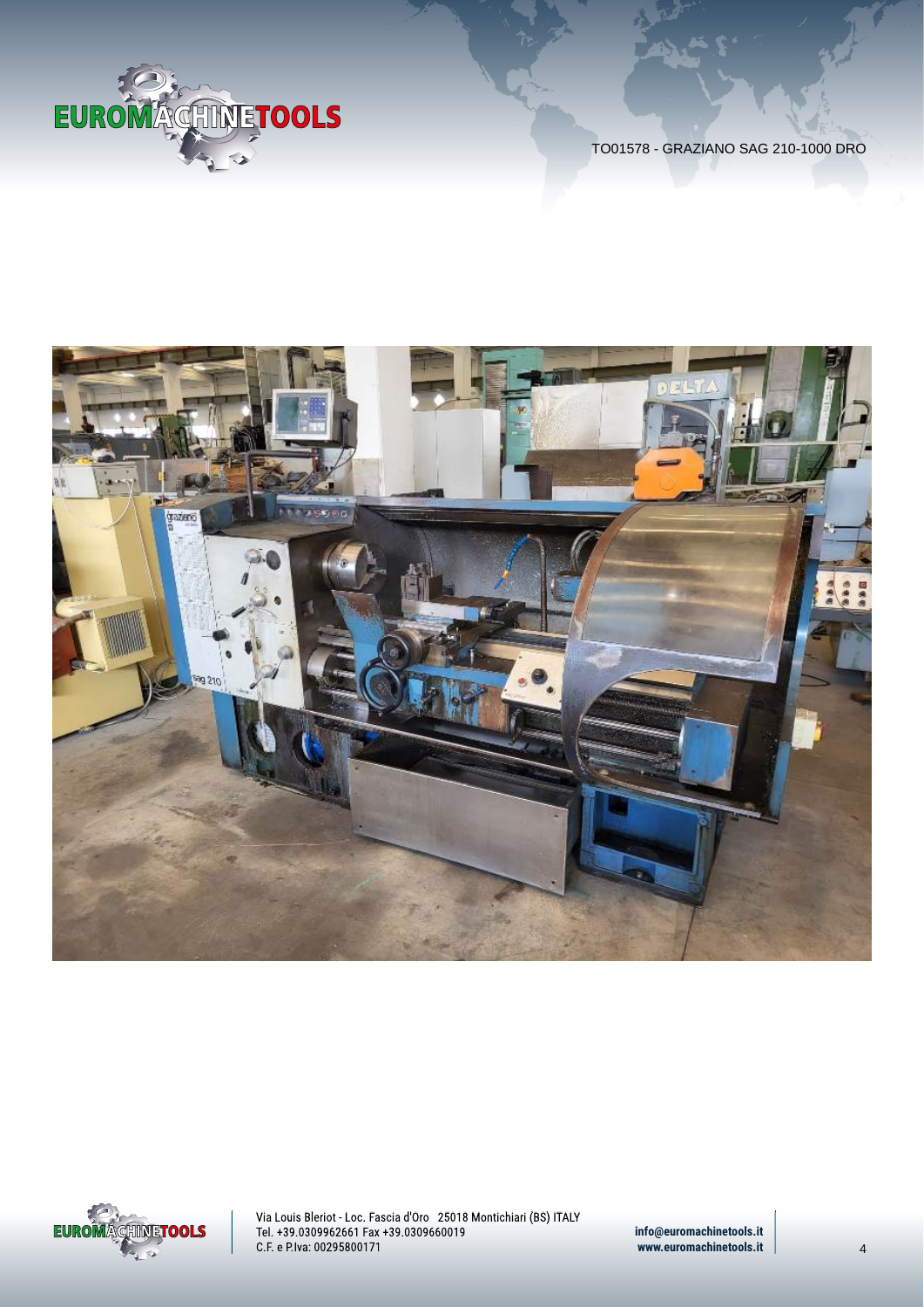TO01578 - GRAZIANO SAG 210-1000 DRO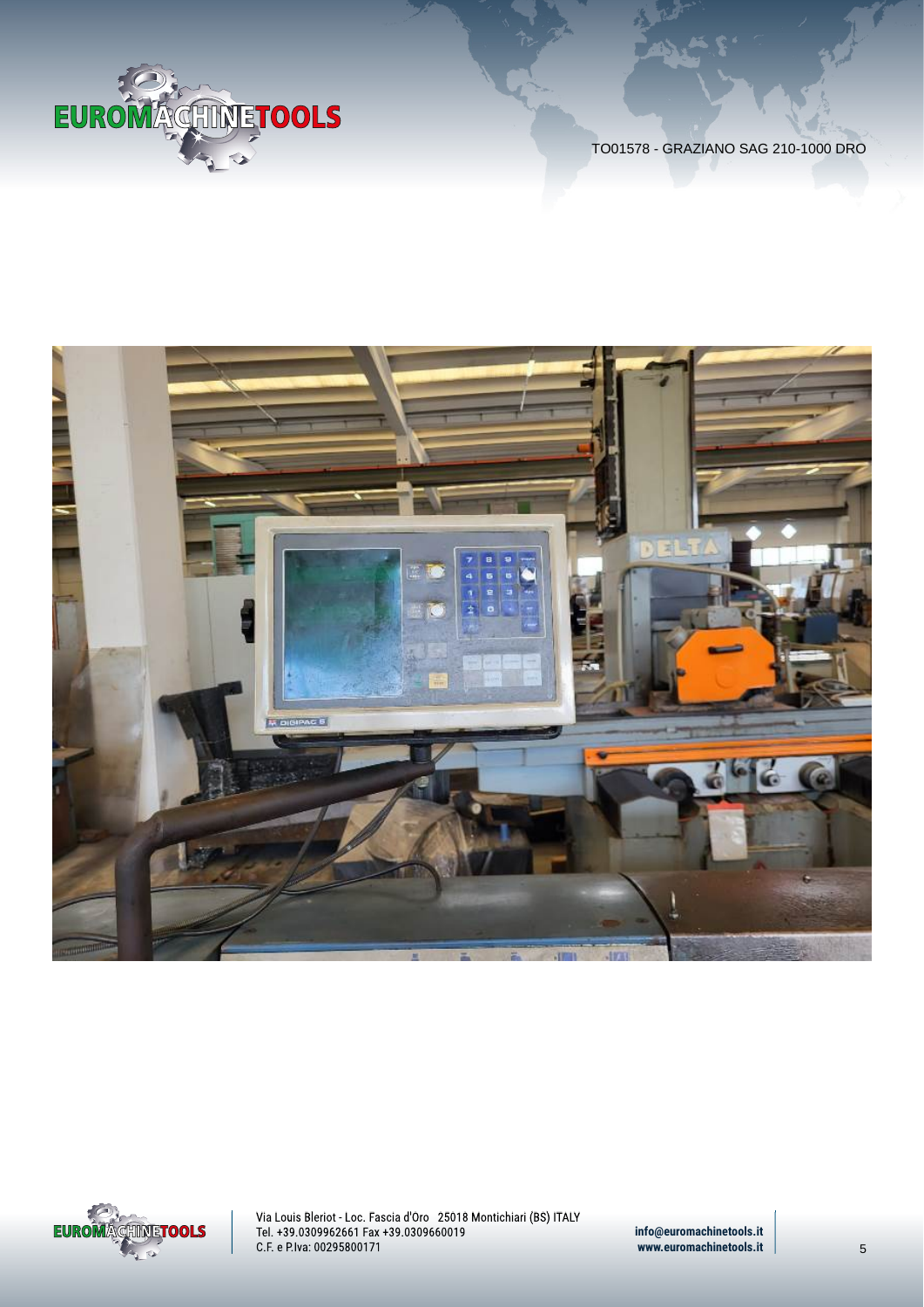TO01578 - GRAZIANO SAG 210-1000 DRO